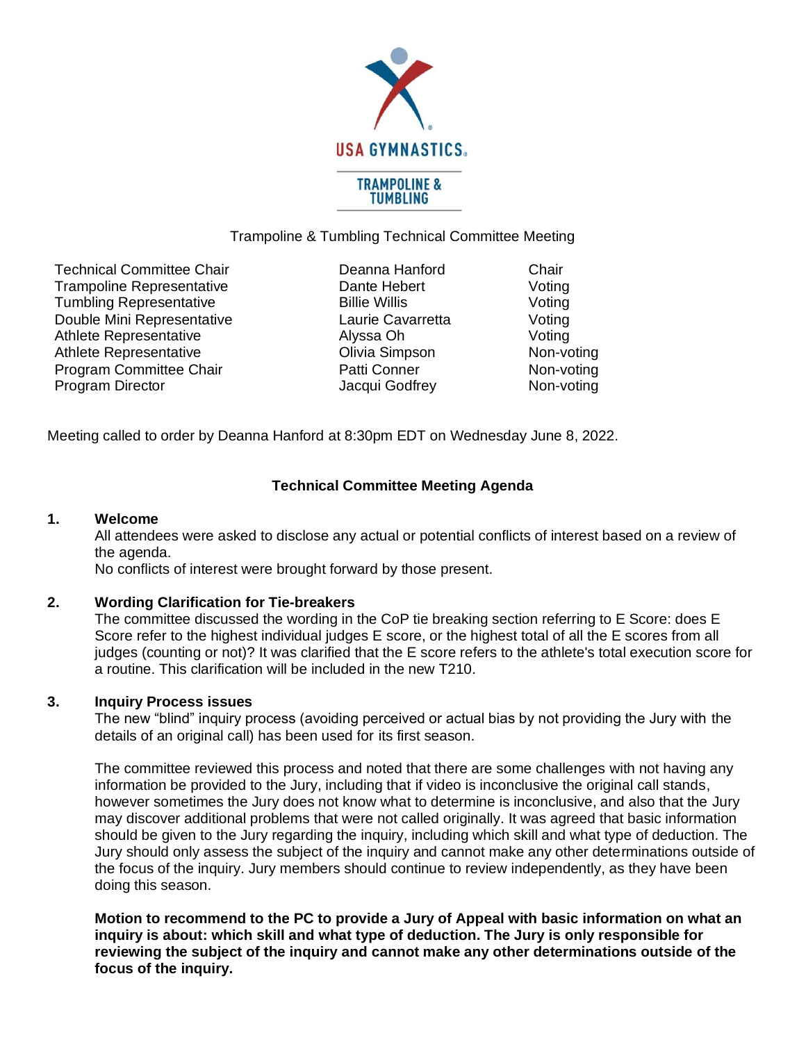USA GYMNASTICS

TRAMPOLINE & TUMBLING

Trampoline & Tumbling Technical Committee Meeting

| | | |
|---|---|---|
| Technical Committee Chair | Deanna Hanford | Chair |
| Trampoline Representative | Dante Hebert | Voting |
| Tumbling Representative | Billie Willis | Voting |
| Double Mini Representative | Laurie Cavarretta | Voting |
| Athlete Representative | Alyssa Oh | Voting |
| Athlete Representative | Olivia Simpson | Non-voting |
| Program Committee Chair | Patti Conner | Non-voting |
| Program Director | Jacqui Godfrey | Non-voting |

Meeting called to order by Deanna Hanford at 8:30pm EDT on Wednesday June 8, 2022.

## Technical Committee Meeting Agenda

**1. Welcome**

All attendees were asked to disclose any actual or potential conflicts of interest based on a review of the agenda.
No conflicts of interest were brought forward by those present.

**2. Wording Clarification for Tie-breakers**

The committee discussed the wording in the CoP tie breaking section referring to E Score: does E Score refer to the highest individual judges E score, or the highest total of all the E scores from all judges (counting or not)? It was clarified that the E score refers to the athlete's total execution score for a routine. This clarification will be included in the new T210.

**3. Inquiry Process issues**

The new "blind" inquiry process (avoiding perceived or actual bias by not providing the Jury with the details of an original call) has been used for its first season.

The committee reviewed this process and noted that there are some challenges with not having any information be provided to the Jury, including that if video is inconclusive the original call stands, however sometimes the Jury does not know what to determine is inconclusive, and also that the Jury may discover additional problems that were not called originally. It was agreed that basic information should be given to the Jury regarding the inquiry, including which skill and what type of deduction. The Jury should only assess the subject of the inquiry and cannot make any other determinations outside of the focus of the inquiry. Jury members should continue to review independently, as they have been doing this season.

**Motion to recommend to the PC to provide a Jury of Appeal with basic information on what an inquiry is about: which skill and what type of deduction. The Jury is only responsible for reviewing the subject of the inquiry and cannot make any other determinations outside of the focus of the inquiry.**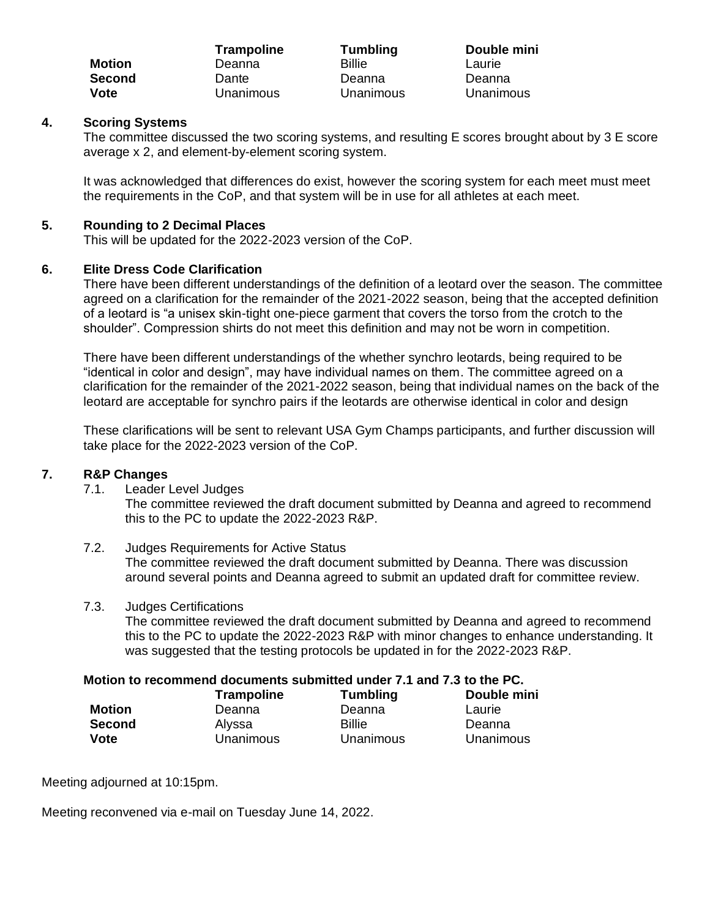| | Trampoline | Tumbling | Double mini |
|---|---|---|---|
| **Motion** | Deanna | Billie | Laurie |
| **Second** | Dante | Deanna | Deanna |
| **Vote** | Unanimous | Unanimous | Unanimous |

## 4. Scoring Systems

The committee discussed the two scoring systems, and resulting E scores brought about by 3 E score average x 2, and element-by-element scoring system.

It was acknowledged that differences do exist, however the scoring system for each meet must meet the requirements in the CoP, and that system will be in use for all athletes at each meet.

## 5. Rounding to 2 Decimal Places

This will be updated for the 2022-2023 version of the CoP.

## 6. Elite Dress Code Clarification

There have been different understandings of the definition of a leotard over the season. The committee agreed on a clarification for the remainder of the 2021-2022 season, being that the accepted definition of a leotard is "a unisex skin-tight one-piece garment that covers the torso from the crotch to the shoulder". Compression shirts do not meet this definition and may not be worn in competition.

There have been different understandings of the whether synchro leotards, being required to be "identical in color and design", may have individual names on them. The committee agreed on a clarification for the remainder of the 2021-2022 season, being that individual names on the back of the leotard are acceptable for synchro pairs if the leotards are otherwise identical in color and design

These clarifications will be sent to relevant USA Gym Champs participants, and further discussion will take place for the 2022-2023 version of the CoP.

## 7. R&P Changes

7.1. Leader Level Judges

The committee reviewed the draft document submitted by Deanna and agreed to recommend this to the PC to update the 2022-2023 R&P.

7.2. Judges Requirements for Active Status

The committee reviewed the draft document submitted by Deanna. There was discussion around several points and Deanna agreed to submit an updated draft for committee review.

7.3. Judges Certifications

The committee reviewed the draft document submitted by Deanna and agreed to recommend this to the PC to update the 2022-2023 R&P with minor changes to enhance understanding. It was suggested that the testing protocols be updated in for the 2022-2023 R&P.

**Motion to recommend documents submitted under 7.1 and 7.3 to the PC.**

| | Trampoline | Tumbling | Double mini |
|---|---|---|---|
| **Motion** | Deanna | Deanna | Laurie |
| **Second** | Alyssa | Billie | Deanna |
| **Vote** | Unanimous | Unanimous | Unanimous |

Meeting adjourned at 10:15pm.

Meeting reconvened via e-mail on Tuesday June 14, 2022.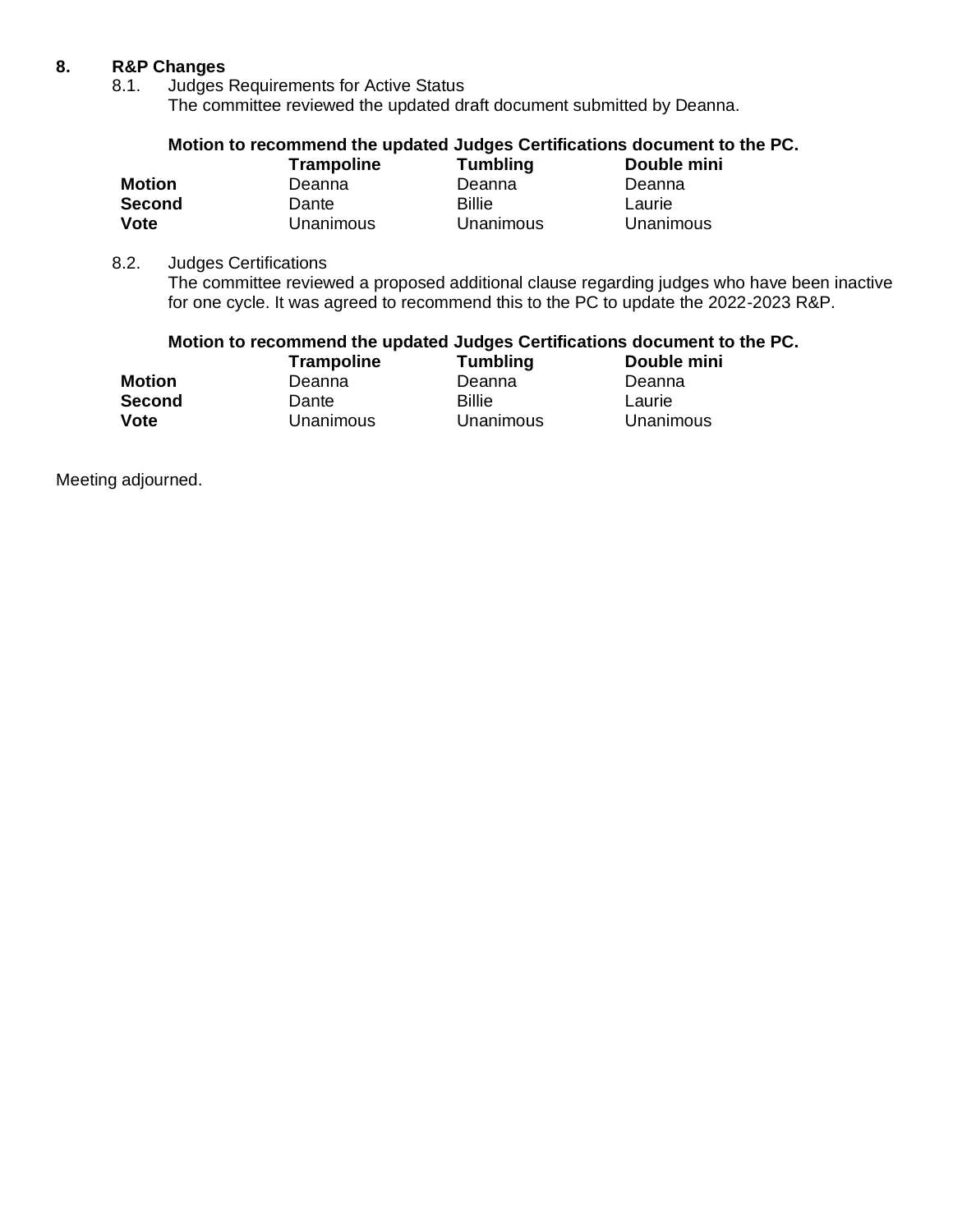## 8. R&P Changes

### 8.1. Judges Requirements for Active Status

The committee reviewed the updated draft document submitted by Deanna.

**Motion to recommend the updated Judges Certifications document to the PC.**

| | Trampoline | Tumbling | Double mini |
|---|---|---|---|
| **Motion** | Deanna | Deanna | Deanna |
| **Second** | Dante | Billie | Laurie |
| **Vote** | Unanimous | Unanimous | Unanimous |

### 8.2. Judges Certifications

The committee reviewed a proposed additional clause regarding judges who have been inactive for one cycle. It was agreed to recommend this to the PC to update the 2022-2023 R&P.

**Motion to recommend the updated Judges Certifications document to the PC.**

| | Trampoline | Tumbling | Double mini |
|---|---|---|---|
| **Motion** | Deanna | Deanna | Deanna |
| **Second** | Dante | Billie | Laurie |
| **Vote** | Unanimous | Unanimous | Unanimous |

Meeting adjourned.